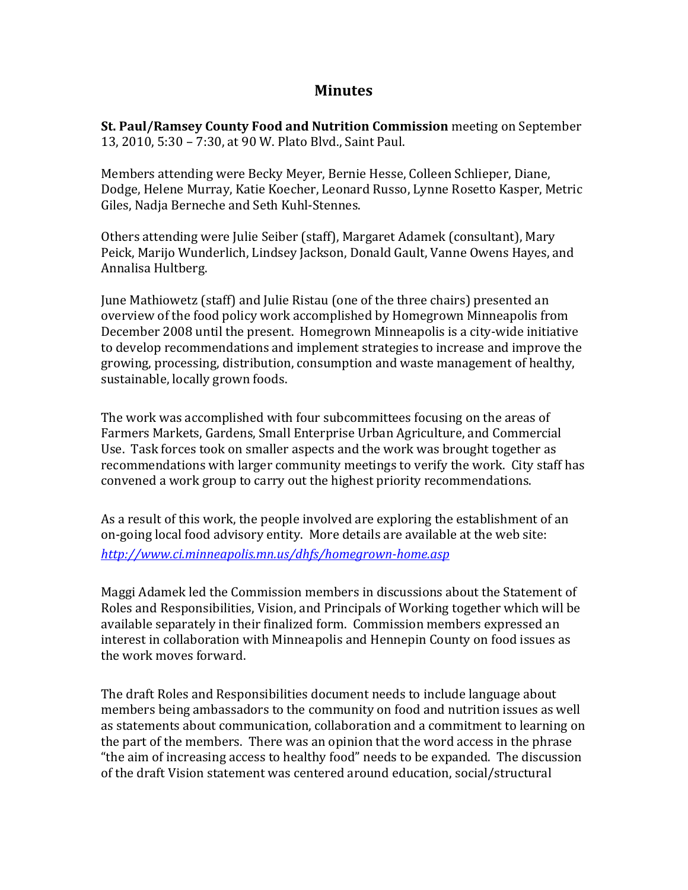# Minutes

**St. Paul/Ramsey County Food and Nutrition Commission** meeting on September 13, 2010, 5:30 – 7:30, at 90 W. Plato Blvd., Saint Paul.

Members attending were Becky Meyer, Bernie Hesse, Colleen Schlieper, Diane, Dodge, Helene Murray, Katie Koecher, Leonard Russo, Lynne Rosetto Kasper, Metric Giles, Nadja Berneche and Seth Kuhl-Stennes.

Others attending were Julie Seiber (staff), Margaret Adamek (consultant), Mary Peick, Marijo Wunderlich, Lindsey Jackson, Donald Gault, Vanne Owens Hayes, and Annalisa Hultberg.

June Mathiowetz (staff) and Julie Ristau (one of the three chairs) presented an overview of the food policy work accomplished by Homegrown Minneapolis from December 2008 until the present. Homegrown Minneapolis is a city-wide initiative to develop recommendations and implement strategies to increase and improve the growing, processing, distribution, consumption and waste management of healthy, sustainable, locally grown foods.

The work was accomplished with four subcommittees focusing on the areas of Farmers Markets, Gardens, Small Enterprise Urban Agriculture, and Commercial Use. Task forces took on smaller aspects and the work was brought together as recommendations with larger community meetings to verify the work. City staff has convened a work group to carry out the highest priority recommendations.

As a result of this work, the people involved are exploring the establishment of an on-going local food advisory entity. More details are available at the web site: *http://www.ci.minneapolis.mn.us/dhfs/homegrown-home.asp*

Maggi Adamek led the Commission members in discussions about the Statement of Roles and Responsibilities, Vision, and Principals of Working together which will be available separately in their finalized form. Commission members expressed an interest in collaboration with Minneapolis and Hennepin County on food issues as the work moves forward.

The draft Roles and Responsibilities document needs to include language about members being ambassadors to the community on food and nutrition issues as well as statements about communication, collaboration and a commitment to learning on the part of the members. There was an opinion that the word access in the phrase "the aim of increasing access to healthy food" needs to be expanded. The discussion of the draft Vision statement was centered around education, social/structural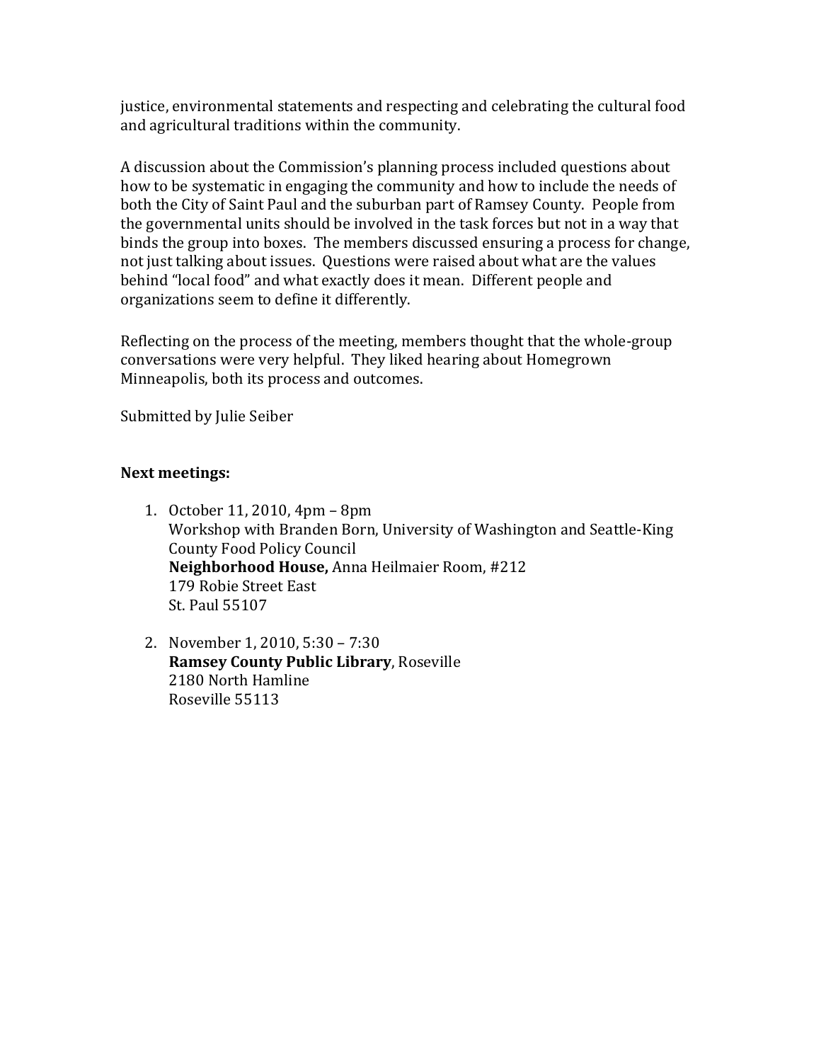justice, environmental statements and respecting and celebrating the cultural food and agricultural traditions within the community.

A discussion about the Commission's planning process included questions about how to be systematic in engaging the community and how to include the needs of both the City of Saint Paul and the suburban part of Ramsey County. People from the governmental units should be involved in the task forces but not in a way that binds the group into boxes. The members discussed ensuring a process for change, not just talking about issues. Questions were raised about what are the values behind "local food" and what exactly does it mean. Different people and organizations seem to define it differently.

Reflecting on the process of the meeting, members thought that the whole-group conversations were very helpful. They liked hearing about Homegrown Minneapolis, both its process and outcomes.

Submitted by Julie Seiber

**Next meetings:**

1. October 11, 2010, 4pm – 8pm
   Workshop with Branden Born, University of Washington and Seattle-King County Food Policy Council
   **Neighborhood House,** Anna Heilmaier Room, #212
   179 Robie Street East
   St. Paul 55107

2. November 1, 2010, 5:30 – 7:30
   **Ramsey County Public Library**, Roseville
   2180 North Hamline
   Roseville 55113